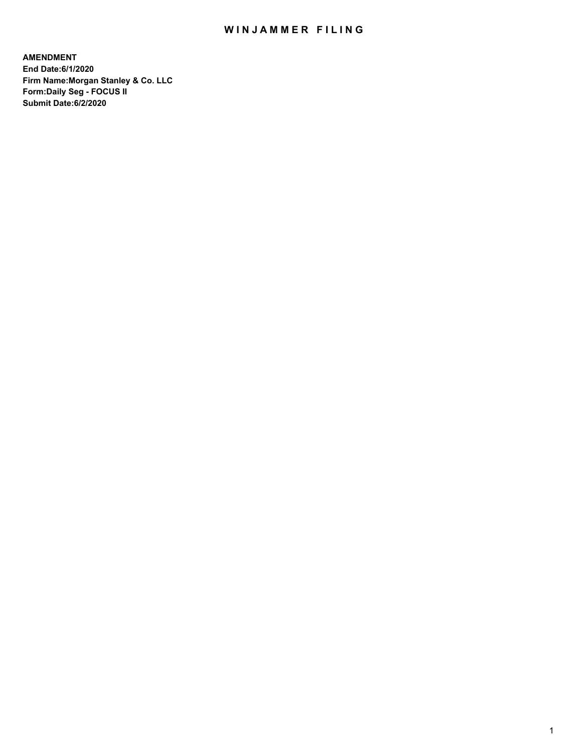# WINJAMMER FILING

**AMENDMENT**
**End Date:6/1/2020**
**Firm Name:Morgan Stanley & Co. LLC**
**Form:Daily Seg - FOCUS II**
**Submit Date:6/2/2020**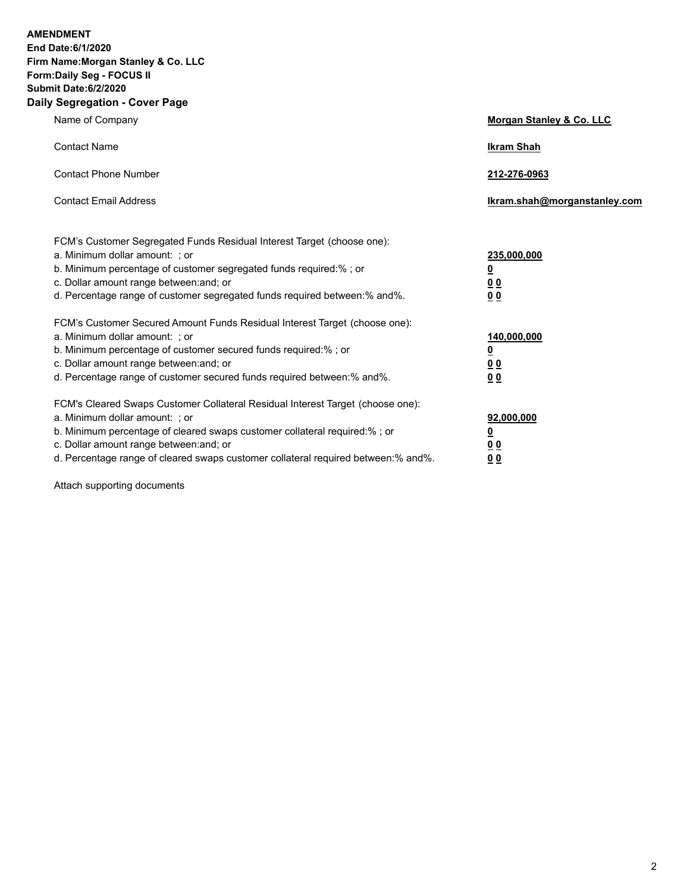**AMENDMENT**
**End Date:6/1/2020**
**Firm Name:Morgan Stanley & Co. LLC**
**Form:Daily Seg - FOCUS II**
**Submit Date:6/2/2020**

## Daily Segregation - Cover Page

| | |
|---|---|
| Name of Company | **Morgan Stanley & Co. LLC** |
| Contact Name | **Ikram Shah** |
| Contact Phone Number | **212-276-0963** |
| Contact Email Address | **Ikram.shah@morganstanley.com** |

| | |
|---|---|
| FCM's Customer Segregated Funds Residual Interest Target (choose one): | |
| a. Minimum dollar amount: ; or | **235,000,000** |
| b. Minimum percentage of customer segregated funds required:% ; or | **0** |
| c. Dollar amount range between:and; or | **0 0** |
| d. Percentage range of customer segregated funds required between:% and%. | **0 0** |
| FCM's Customer Secured Amount Funds Residual Interest Target (choose one): | |
| a. Minimum dollar amount: ; or | **140,000,000** |
| b. Minimum percentage of customer secured funds required:% ; or | **0** |
| c. Dollar amount range between:and; or | **0 0** |
| d. Percentage range of customer secured funds required between:% and%. | **0 0** |
| FCM's Cleared Swaps Customer Collateral Residual Interest Target (choose one): | |
| a. Minimum dollar amount: ; or | **92,000,000** |
| b. Minimum percentage of cleared swaps customer collateral required:% ; or | **0** |
| c. Dollar amount range between:and; or | **0 0** |
| d. Percentage range of cleared swaps customer collateral required between:% and%. | **0 0** |

Attach supporting documents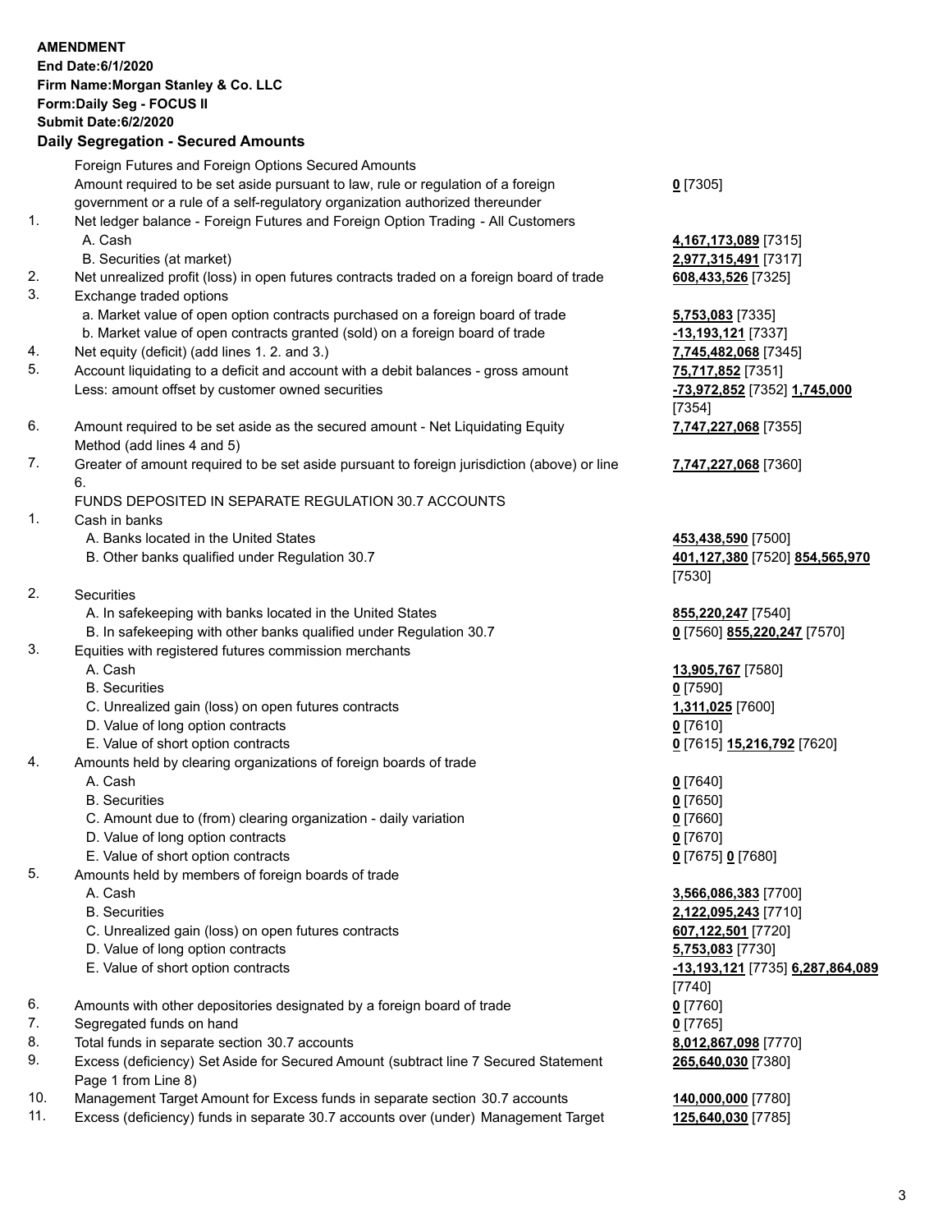**AMENDMENT**
**End Date:6/1/2020**
**Firm Name:Morgan Stanley & Co. LLC**
**Form:Daily Seg - FOCUS II**
**Submit Date:6/2/2020**

## Daily Segregation - Secured Amounts

| | | |
|---|---|---|
| | Foreign Futures and Foreign Options Secured Amounts | |
| | Amount required to be set aside pursuant to law, rule or regulation of a foreign government or a rule of a self-regulatory organization authorized thereunder | **0** [7305] |
| 1. | Net ledger balance - Foreign Futures and Foreign Option Trading - All Customers | |
| | A. Cash | **4,167,173,089** [7315] |
| | B. Securities (at market) | **2,977,315,491** [7317] |
| 2. | Net unrealized profit (loss) in open futures contracts traded on a foreign board of trade | **608,433,526** [7325] |
| 3. | Exchange traded options | |
| | a. Market value of open option contracts purchased on a foreign board of trade | **5,753,083** [7335] |
| | b. Market value of open contracts granted (sold) on a foreign board of trade | **-13,193,121** [7337] |
| 4. | Net equity (deficit) (add lines 1. 2. and 3.) | **7,745,482,068** [7345] |
| 5. | Account liquidating to a deficit and account with a debit balances - gross amount | **75,717,852** [7351] |
| | Less: amount offset by customer owned securities | **-73,972,852** [7352] **1,745,000** [7354] |
| 6. | Amount required to be set aside as the secured amount - Net Liquidating Equity Method (add lines 4 and 5) | **7,747,227,068** [7355] |
| 7. | Greater of amount required to be set aside pursuant to foreign jurisdiction (above) or line 6. | **7,747,227,068** [7360] |
| | FUNDS DEPOSITED IN SEPARATE REGULATION 30.7 ACCOUNTS | |
| 1. | Cash in banks | |
| | A. Banks located in the United States | **453,438,590** [7500] |
| | B. Other banks qualified under Regulation 30.7 | **401,127,380** [7520] **854,565,970** [7530] |
| 2. | Securities | |
| | A. In safekeeping with banks located in the United States | **855,220,247** [7540] |
| | B. In safekeeping with other banks qualified under Regulation 30.7 | **0** [7560] **855,220,247** [7570] |
| 3. | Equities with registered futures commission merchants | |
| | A. Cash | **13,905,767** [7580] |
| | B. Securities | **0** [7590] |
| | C. Unrealized gain (loss) on open futures contracts | **1,311,025** [7600] |
| | D. Value of long option contracts | **0** [7610] |
| | E. Value of short option contracts | **0** [7615] **15,216,792** [7620] |
| 4. | Amounts held by clearing organizations of foreign boards of trade | |
| | A. Cash | **0** [7640] |
| | B. Securities | **0** [7650] |
| | C. Amount due to (from) clearing organization - daily variation | **0** [7660] |
| | D. Value of long option contracts | **0** [7670] |
| | E. Value of short option contracts | **0** [7675] **0** [7680] |
| 5. | Amounts held by members of foreign boards of trade | |
| | A. Cash | **3,566,086,383** [7700] |
| | B. Securities | **2,122,095,243** [7710] |
| | C. Unrealized gain (loss) on open futures contracts | **607,122,501** [7720] |
| | D. Value of long option contracts | **5,753,083** [7730] |
| | E. Value of short option contracts | **-13,193,121** [7735] **6,287,864,089** [7740] |
| 6. | Amounts with other depositories designated by a foreign board of trade | **0** [7760] |
| 7. | Segregated funds on hand | **0** [7765] |
| 8. | Total funds in separate section 30.7 accounts | **8,012,867,098** [7770] |
| 9. | Excess (deficiency) Set Aside for Secured Amount (subtract line 7 Secured Statement Page 1 from Line 8) | **265,640,030** [7380] |
| 10. | Management Target Amount for Excess funds in separate section 30.7 accounts | **140,000,000** [7780] |
| 11. | Excess (deficiency) funds in separate 30.7 accounts over (under) Management Target | **125,640,030** [7785] |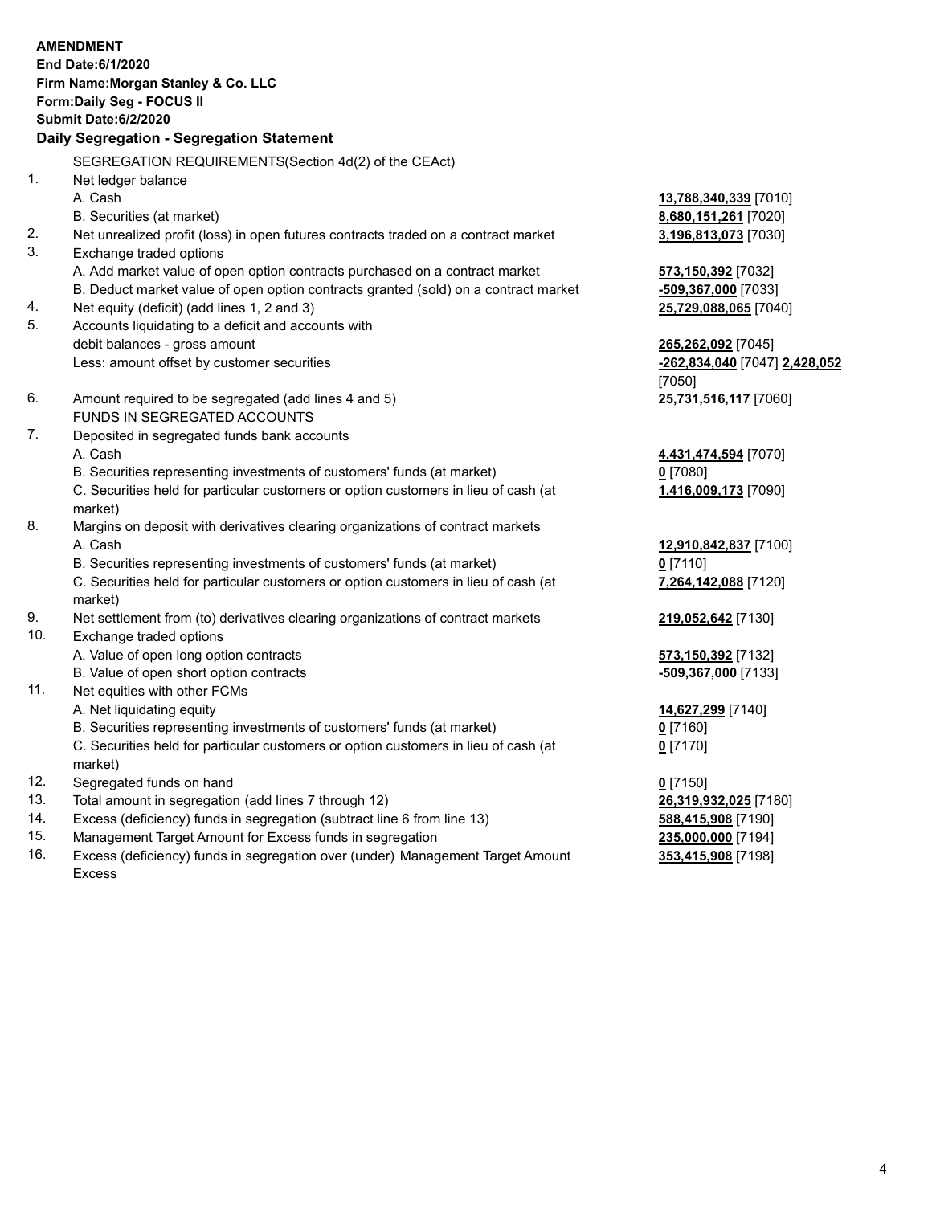**AMENDMENT**
**End Date:6/1/2020**
**Firm Name:Morgan Stanley & Co. LLC**
**Form:Daily Seg - FOCUS II**
**Submit Date:6/2/2020**

## Daily Segregation - Segregation Statement

SEGREGATION REQUIREMENTS(Section 4d(2) of the CEAct)

| | | |
|---|---|---|
| 1. | Net ledger balance | |
| | A. Cash | **13,788,340,339** [7010] |
| | B. Securities (at market) | **8,680,151,261** [7020] |
| 2. | Net unrealized profit (loss) in open futures contracts traded on a contract market | **3,196,813,073** [7030] |
| 3. | Exchange traded options | |
| | A. Add market value of open option contracts purchased on a contract market | **573,150,392** [7032] |
| | B. Deduct market value of open option contracts granted (sold) on a contract market | **-509,367,000** [7033] |
| 4. | Net equity (deficit) (add lines 1, 2 and 3) | **25,729,088,065** [7040] |
| 5. | Accounts liquidating to a deficit and accounts with debit balances - gross amount | **265,262,092** [7045] |
| | Less: amount offset by customer securities | **-262,834,040** [7047] **2,428,052** [7050] |
| 6. | Amount required to be segregated (add lines 4 and 5) | **25,731,516,117** [7060] |
| | FUNDS IN SEGREGATED ACCOUNTS | |
| 7. | Deposited in segregated funds bank accounts | |
| | A. Cash | **4,431,474,594** [7070] |
| | B. Securities representing investments of customers' funds (at market) | **0** [7080] |
| | C. Securities held for particular customers or option customers in lieu of cash (at market) | **1,416,009,173** [7090] |
| 8. | Margins on deposit with derivatives clearing organizations of contract markets | |
| | A. Cash | **12,910,842,837** [7100] |
| | B. Securities representing investments of customers' funds (at market) | **0** [7110] |
| | C. Securities held for particular customers or option customers in lieu of cash (at market) | **7,264,142,088** [7120] |
| 9. | Net settlement from (to) derivatives clearing organizations of contract markets | **219,052,642** [7130] |
| 10. | Exchange traded options | |
| | A. Value of open long option contracts | **573,150,392** [7132] |
| | B. Value of open short option contracts | **-509,367,000** [7133] |
| 11. | Net equities with other FCMs | |
| | A. Net liquidating equity | **14,627,299** [7140] |
| | B. Securities representing investments of customers' funds (at market) | **0** [7160] |
| | C. Securities held for particular customers or option customers in lieu of cash (at market) | **0** [7170] |
| 12. | Segregated funds on hand | **0** [7150] |
| 13. | Total amount in segregation (add lines 7 through 12) | **26,319,932,025** [7180] |
| 14. | Excess (deficiency) funds in segregation (subtract line 6 from line 13) | **588,415,908** [7190] |
| 15. | Management Target Amount for Excess funds in segregation | **235,000,000** [7194] |
| 16. | Excess (deficiency) funds in segregation over (under) Management Target Amount Excess | **353,415,908** [7198] |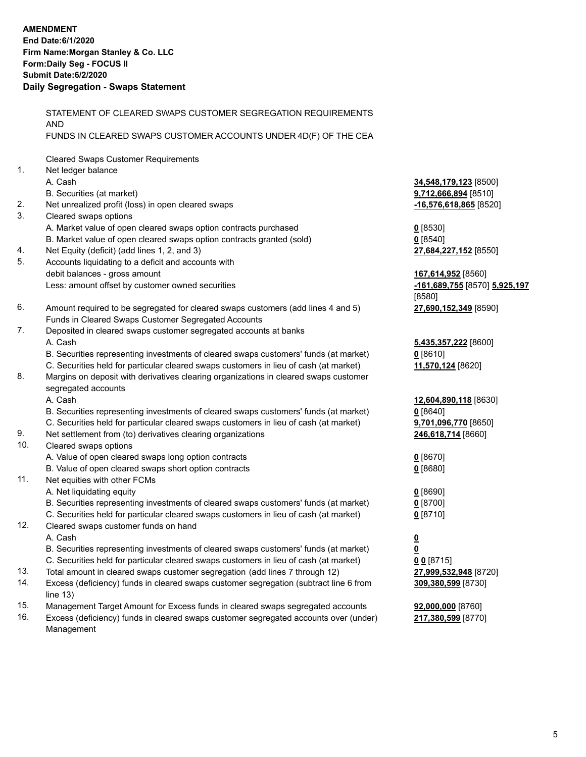**AMENDMENT**
**End Date:6/1/2020**
**Firm Name:Morgan Stanley & Co. LLC**
**Form:Daily Seg - FOCUS II**
**Submit Date:6/2/2020**
**Daily Segregation - Swaps Statement**

STATEMENT OF CLEARED SWAPS CUSTOMER SEGREGATION REQUIREMENTS AND
FUNDS IN CLEARED SWAPS CUSTOMER ACCOUNTS UNDER 4D(F) OF THE CEA

| | | |
|---|---|---|
| | Cleared Swaps Customer Requirements | |
| 1. | Net ledger balance | |
| | A. Cash | **34,548,179,123** [8500] |
| | B. Securities (at market) | **9,712,666,894** [8510] |
| 2. | Net unrealized profit (loss) in open cleared swaps | **-16,576,618,865** [8520] |
| 3. | Cleared swaps options | |
| | A. Market value of open cleared swaps option contracts purchased | **0** [8530] |
| | B. Market value of open cleared swaps option contracts granted (sold) | **0** [8540] |
| 4. | Net Equity (deficit) (add lines 1, 2, and 3) | **27,684,227,152** [8550] |
| 5. | Accounts liquidating to a deficit and accounts with debit balances - gross amount | **167,614,952** [8560] |
| | Less: amount offset by customer owned securities | **-161,689,755** [8570] **5,925,197** [8580] |
| 6. | Amount required to be segregated for cleared swaps customers (add lines 4 and 5) | **27,690,152,349** [8590] |
| | Funds in Cleared Swaps Customer Segregated Accounts | |
| 7. | Deposited in cleared swaps customer segregated accounts at banks | |
| | A. Cash | **5,435,357,222** [8600] |
| | B. Securities representing investments of cleared swaps customers' funds (at market) | **0** [8610] |
| | C. Securities held for particular cleared swaps customers in lieu of cash (at market) | **11,570,124** [8620] |
| 8. | Margins on deposit with derivatives clearing organizations in cleared swaps customer segregated accounts | |
| | A. Cash | **12,604,890,118** [8630] |
| | B. Securities representing investments of cleared swaps customers' funds (at market) | **0** [8640] |
| | C. Securities held for particular cleared swaps customers in lieu of cash (at market) | **9,701,096,770** [8650] |
| 9. | Net settlement from (to) derivatives clearing organizations | **246,618,714** [8660] |
| 10. | Cleared swaps options | |
| | A. Value of open cleared swaps long option contracts | **0** [8670] |
| | B. Value of open cleared swaps short option contracts | **0** [8680] |
| 11. | Net equities with other FCMs | |
| | A. Net liquidating equity | **0** [8690] |
| | B. Securities representing investments of cleared swaps customers' funds (at market) | **0** [8700] |
| | C. Securities held for particular cleared swaps customers in lieu of cash (at market) | **0** [8710] |
| 12. | Cleared swaps customer funds on hand | |
| | A. Cash | **0** |
| | B. Securities representing investments of cleared swaps customers' funds (at market) | **0** |
| | C. Securities held for particular cleared swaps customers in lieu of cash (at market) | **0** **0** [8715] |
| 13. | Total amount in cleared swaps customer segregation (add lines 7 through 12) | **27,999,532,948** [8720] |
| 14. | Excess (deficiency) funds in cleared swaps customer segregation (subtract line 6 from line 13) | **309,380,599** [8730] |
| 15. | Management Target Amount for Excess funds in cleared swaps segregated accounts | **92,000,000** [8760] |
| 16. | Excess (deficiency) funds in cleared swaps customer segregated accounts over (under) Management | **217,380,599** [8770] |